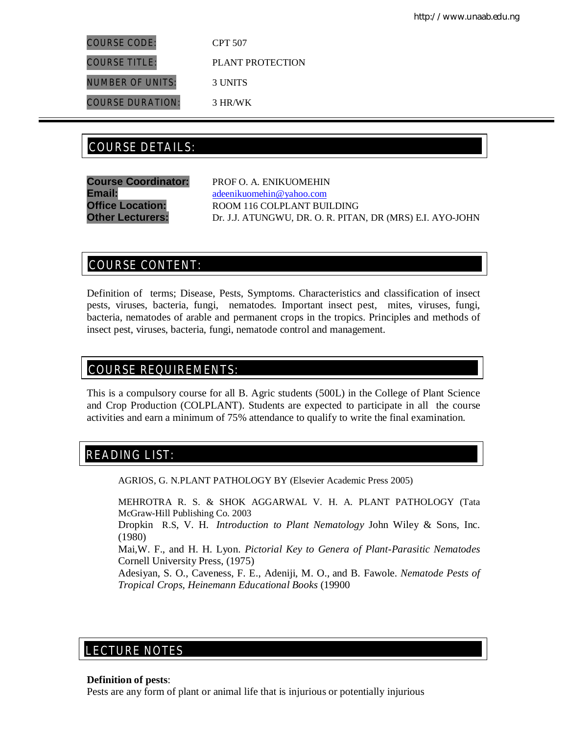| | |
|---|---|
| COURSE CODE: | CPT 507 |
| COURSE TITLE: | PLANT PROTECTION |
| NUMBER OF UNITS: | 3 UNITS |
| COURSE DURATION: | 3 HR/WK |

## COURSE DETAILS:

**Course Coordinator:** PROF O. A. ENIKUOMEHIN
**Email:** adeenikuomehin@yahoo.com
**Office Location:** ROOM 116 COLPLANT BUILDING
**Other Lecturers:** Dr. J.J. ATUNGWU, DR. O. R. PITAN, DR (MRS) E.I. AYO-JOHN

## COURSE CONTENT:

Definition of terms; Disease, Pests, Symptoms. Characteristics and classification of insect pests, viruses, bacteria, fungi, nematodes. Important insect pest, mites, viruses, fungi, bacteria, nematodes of arable and permanent crops in the tropics. Principles and methods of insect pest, viruses, bacteria, fungi, nematode control and management.

## COURSE REQUIREMENTS:

This is a compulsory course for all B. Agric students (500L) in the College of Plant Science and Crop Production (COLPLANT). Students are expected to participate in all the course activities and earn a minimum of 75% attendance to qualify to write the final examination.

## READING LIST:

AGRIOS, G. N.PLANT PATHOLOGY BY (Elsevier Academic Press 2005)

MEHROTRA R. S. & SHOK AGGARWAL V. H. A. PLANT PATHOLOGY (Tata McGraw-Hill Publishing Co. 2003

Dropkin R.S, V. H. *Introduction to Plant Nematology* John Wiley & Sons, Inc. (1980)

Mai,W. F., and H. H. Lyon. *Pictorial Key to Genera of Plant-Parasitic Nematodes* Cornell University Press, (1975)

Adesiyan, S. O., Caveness, F. E., Adeniji, M. O., and B. Fawole. *Nematode Pests of Tropical Crops, Heinemann Educational Books* (19900

## LECTURE NOTES

**Definition of pests**:
Pests are any form of plant or animal life that is injurious or potentially injurious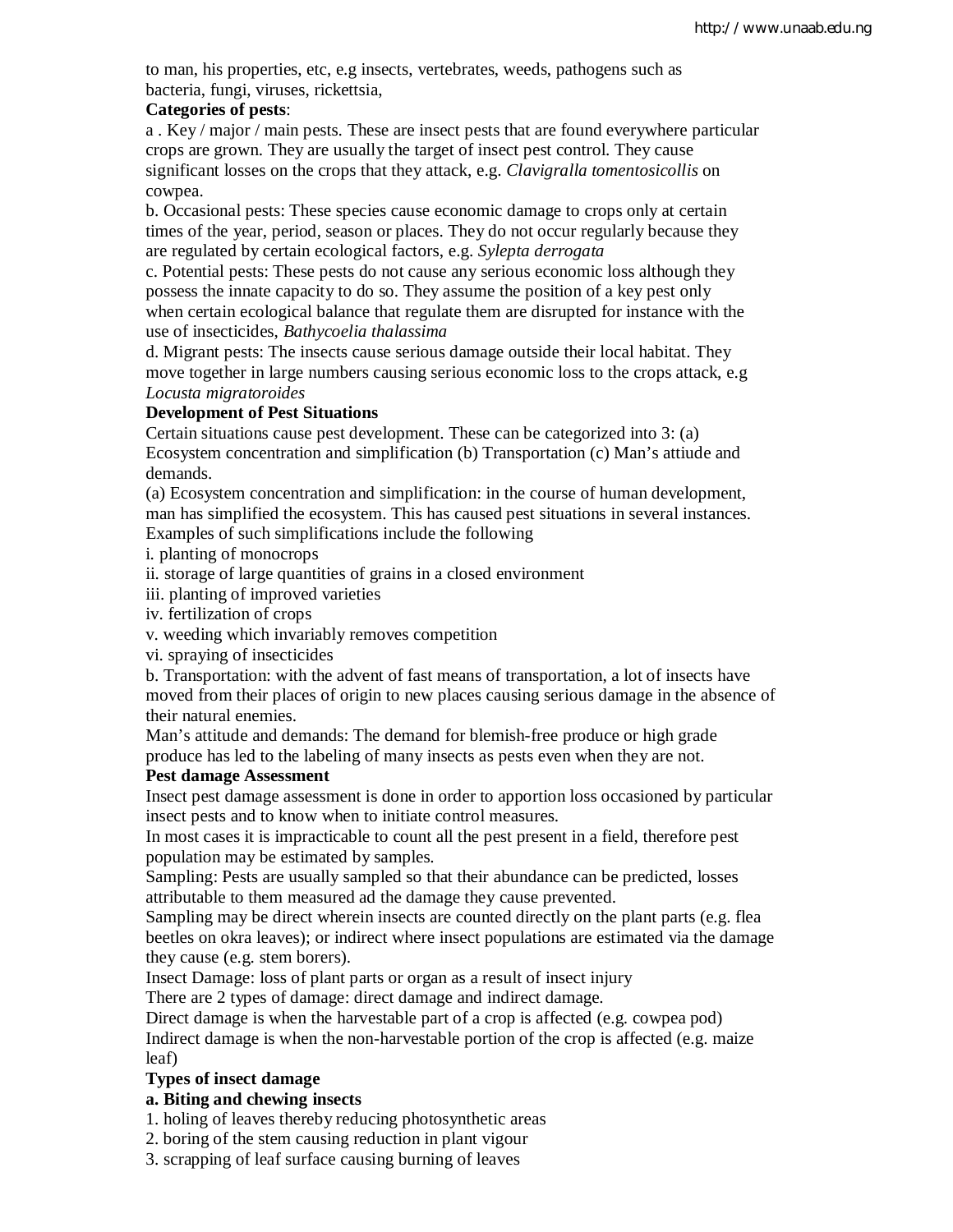to man, his properties, etc, e.g insects, vertebrates, weeds, pathogens such as bacteria, fungi, viruses, rickettsia,

**Categories of pests**:

a . Key / major / main pests. These are insect pests that are found everywhere particular crops are grown. They are usually the target of insect pest control. They cause significant losses on the crops that they attack, e.g. *Clavigralla tomentosicollis* on cowpea.

b. Occasional pests: These species cause economic damage to crops only at certain times of the year, period, season or places. They do not occur regularly because they are regulated by certain ecological factors, e.g. *Sylepta derrogata*

c. Potential pests: These pests do not cause any serious economic loss although they possess the innate capacity to do so. They assume the position of a key pest only when certain ecological balance that regulate them are disrupted for instance with the use of insecticides, *Bathycoelia thalassima*

d. Migrant pests: The insects cause serious damage outside their local habitat. They move together in large numbers causing serious economic loss to the crops attack, e.g *Locusta migratoroides*

**Development of Pest Situations**

Certain situations cause pest development. These can be categorized into 3: (a) Ecosystem concentration and simplification (b) Transportation (c) Man's attiude and demands.

(a) Ecosystem concentration and simplification: in the course of human development, man has simplified the ecosystem. This has caused pest situations in several instances. Examples of such simplifications include the following

i. planting of monocrops
ii. storage of large quantities of grains in a closed environment
iii. planting of improved varieties
iv. fertilization of crops
v. weeding which invariably removes competition
vi. spraying of insecticides

b. Transportation: with the advent of fast means of transportation, a lot of insects have moved from their places of origin to new places causing serious damage in the absence of their natural enemies.

Man's attitude and demands: The demand for blemish-free produce or high grade produce has led to the labeling of many insects as pests even when they are not.

**Pest damage Assessment**

Insect pest damage assessment is done in order to apportion loss occasioned by particular insect pests and to know when to initiate control measures.

In most cases it is impracticable to count all the pest present in a field, therefore pest population may be estimated by samples.

Sampling: Pests are usually sampled so that their abundance can be predicted, losses attributable to them measured ad the damage they cause prevented.

Sampling may be direct wherein insects are counted directly on the plant parts (e.g. flea beetles on okra leaves); or indirect where insect populations are estimated via the damage they cause (e.g. stem borers).

Insect Damage: loss of plant parts or organ as a result of insect injury

There are 2 types of damage: direct damage and indirect damage.

Direct damage is when the harvestable part of a crop is affected (e.g. cowpea pod)

Indirect damage is when the non-harvestable portion of the crop is affected (e.g. maize leaf)

**Types of insect damage**

**a. Biting and chewing insects**

1. holing of leaves thereby reducing photosynthetic areas
2. boring of the stem causing reduction in plant vigour
3. scrapping of leaf surface causing burning of leaves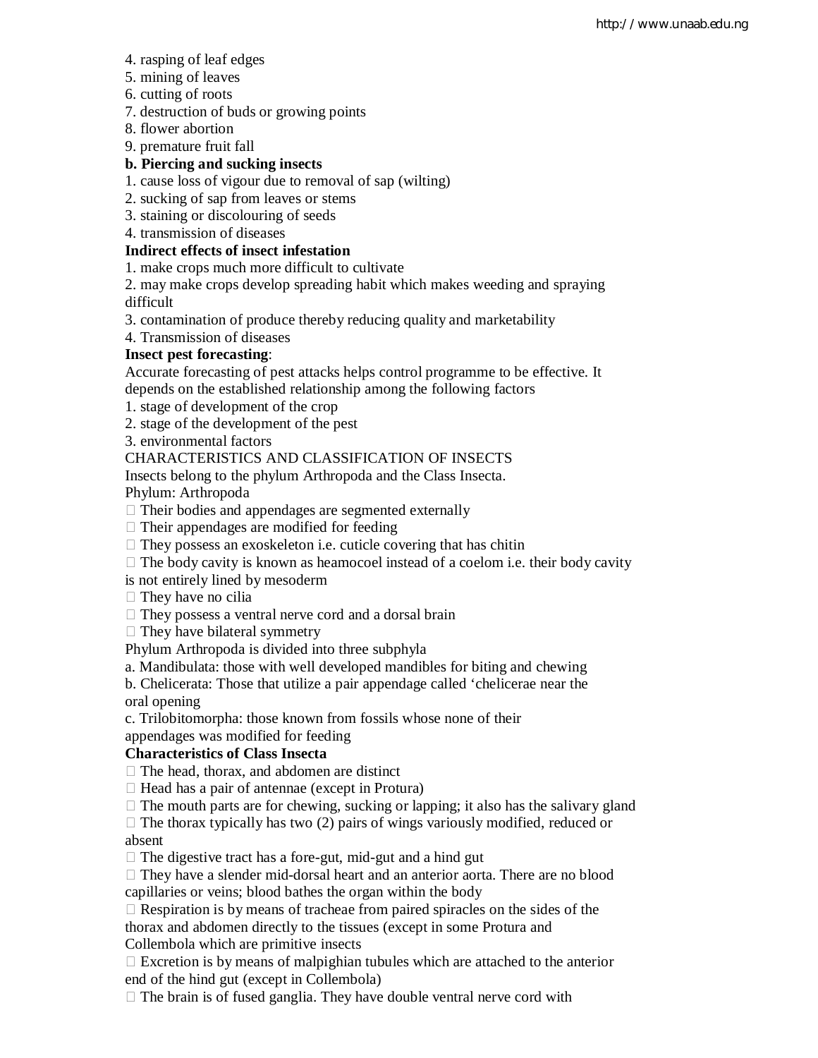4. rasping of leaf edges
5. mining of leaves
6. cutting of roots
7. destruction of buds or growing points
8. flower abortion
9. premature fruit fall

**b. Piercing and sucking insects**

1. cause loss of vigour due to removal of sap (wilting)
2. sucking of sap from leaves or stems
3. staining or discolouring of seeds
4. transmission of diseases

**Indirect effects of insect infestation**

1. make crops much more difficult to cultivate
2. may make crops develop spreading habit which makes weeding and spraying difficult
3. contamination of produce thereby reducing quality and marketability
4. Transmission of diseases

**Insect pest forecasting**:

Accurate forecasting of pest attacks helps control programme to be effective. It depends on the established relationship among the following factors

1. stage of development of the crop
2. stage of the development of the pest
3. environmental factors

CHARACTERISTICS AND CLASSIFICATION OF INSECTS

Insects belong to the phylum Arthropoda and the Class Insecta.

Phylum: Arthropoda

- Their bodies and appendages are segmented externally
- Their appendages are modified for feeding
- They possess an exoskeleton i.e. cuticle covering that has chitin
- The body cavity is known as heamocoel instead of a coelom i.e. their body cavity is not entirely lined by mesoderm
- They have no cilia
- They possess a ventral nerve cord and a dorsal brain
- They have bilateral symmetry

Phylum Arthropoda is divided into three subphyla

a. Mandibulata: those with well developed mandibles for biting and chewing
b. Chelicerata: Those that utilize a pair appendage called 'chelicerae near the oral opening
c. Trilobitomorpha: those known from fossils whose none of their appendages was modified for feeding

**Characteristics of Class Insecta**

- The head, thorax, and abdomen are distinct
- Head has a pair of antennae (except in Protura)
- The mouth parts are for chewing, sucking or lapping; it also has the salivary gland
- The thorax typically has two (2) pairs of wings variously modified, reduced or absent
- The digestive tract has a fore-gut, mid-gut and a hind gut
- They have a slender mid-dorsal heart and an anterior aorta. There are no blood capillaries or veins; blood bathes the organ within the body
- Respiration is by means of tracheae from paired spiracles on the sides of the thorax and abdomen directly to the tissues (except in some Protura and Collembola which are primitive insects
- Excretion is by means of malpighian tubules which are attached to the anterior end of the hind gut (except in Collembola)
- The brain is of fused ganglia. They have double ventral nerve cord with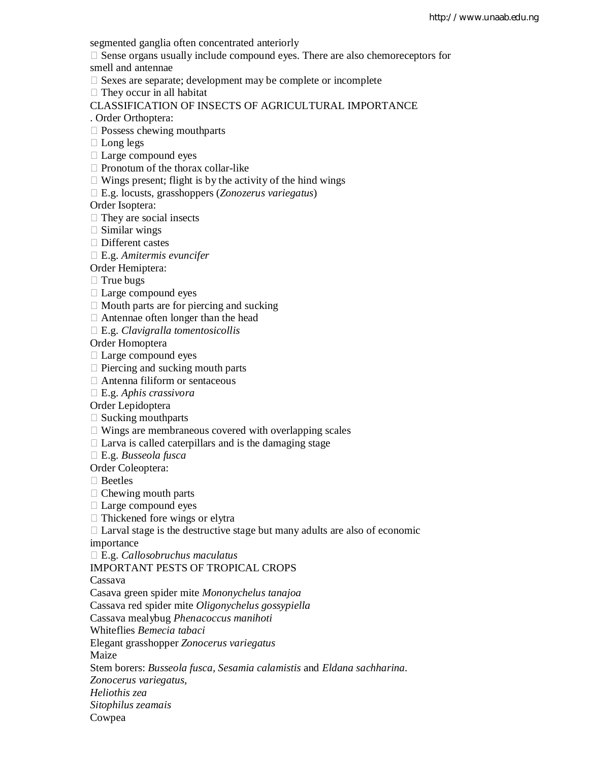segmented ganglia often concentrated anteriorly

- Sense organs usually include compound eyes. There are also chemoreceptors for smell and antennae
- Sexes are separate; development may be complete or incomplete
- They occur in all habitat

## CLASSIFICATION OF INSECTS OF AGRICULTURAL IMPORTANCE

. Order Orthoptera:

- Possess chewing mouthparts
- Long legs
- Large compound eyes
- Pronotum of the thorax collar-like
- Wings present; flight is by the activity of the hind wings
- E.g. locusts, grasshoppers (*Zonozerus variegatus*)

Order Isoptera:

- They are social insects
- Similar wings
- Different castes
- E.g. *Amitermis evuncifer*

Order Hemiptera:

- True bugs
- Large compound eyes
- Mouth parts are for piercing and sucking
- Antennae often longer than the head
- E.g. *Clavigralla tomentosicollis*

Order Homoptera

- Large compound eyes
- Piercing and sucking mouth parts
- Antenna filiform or sentaceous
- E.g. *Aphis crassivora*

Order Lepidoptera

- Sucking mouthparts
- Wings are membraneous covered with overlapping scales
- Larva is called caterpillars and is the damaging stage
- E.g. *Busseola fusca*

Order Coleoptera:

- Beetles
- Chewing mouth parts
- Large compound eyes
- Thickened fore wings or elytra
- Larval stage is the destructive stage but many adults are also of economic importance
- E.g. *Callosobruchus maculatus*

## IMPORTANT PESTS OF TROPICAL CROPS

Cassava

Casava green spider mite *Mononychelus tanajoa*
Cassava red spider mite *Oligonychelus gossypiella*
Cassava mealybug *Phenacoccus manihoti*
Whiteflies *Bemecia tabaci*
Elegant grasshopper *Zonocerus variegatus*

Maize

Stem borers: *Busseola fusca, Sesamia calamistis* and *Eldana sachharina*.
*Zonocerus variegatus*,
*Heliothis zea*
*Sitophilus zeamais*

Cowpea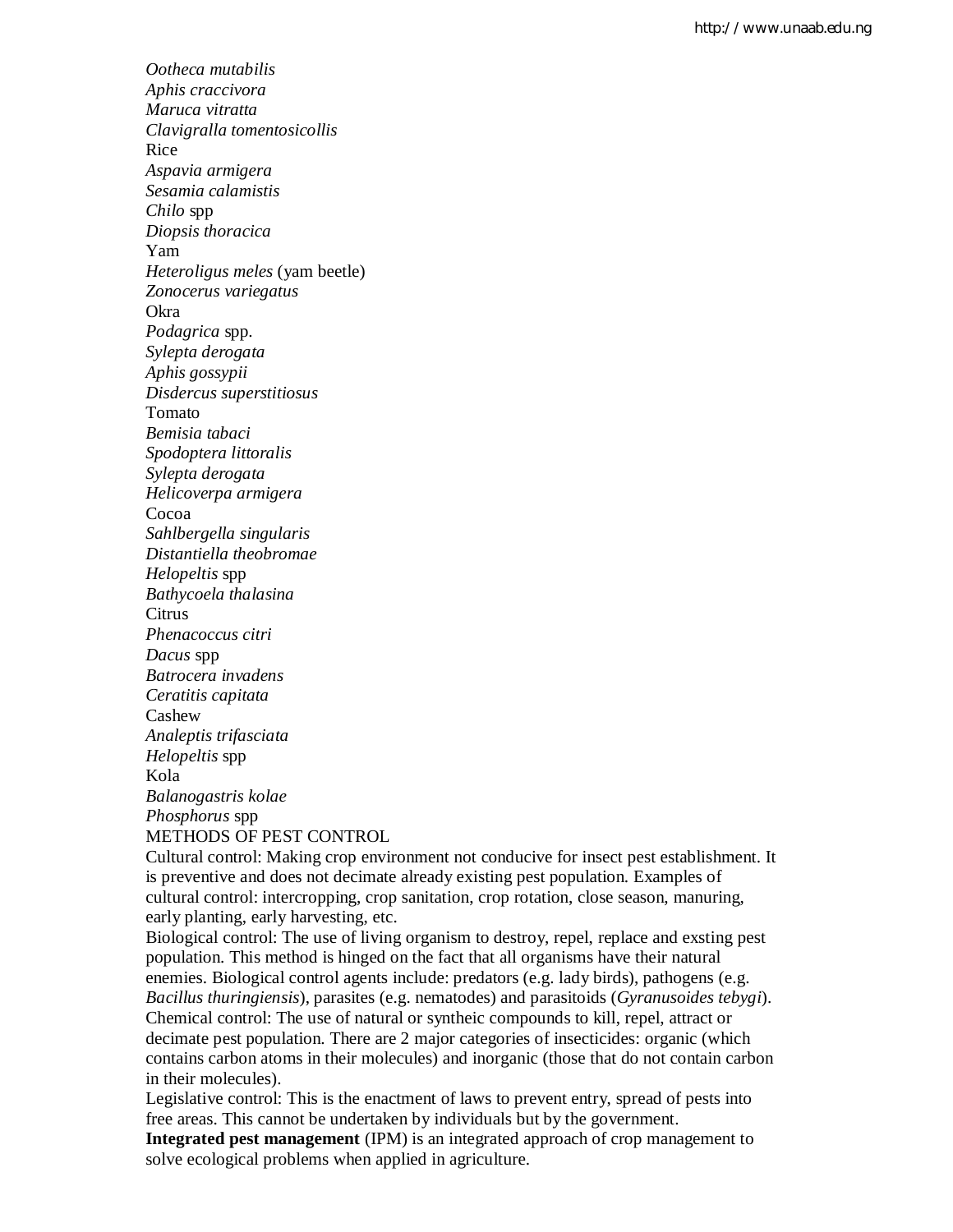*Ootheca mutabilis*
*Aphis craccivora*
*Maruca vitratta*
*Clavigralla tomentosicollis*
Rice
*Aspavia armigera*
*Sesamia calamistis*
*Chilo* spp
*Diopsis thoracica*
Yam
*Heteroligus meles* (yam beetle)
*Zonocerus variegatus*
Okra
*Podagrica* spp.
*Sylepta derogata*
*Aphis gossypii*
*Disdercus superstitiosus*
Tomato
*Bemisia tabaci*
*Spodoptera littoralis*
*Sylepta derogata*
*Helicoverpa armigera*
Cocoa
*Sahlbergella singularis*
*Distantiella theobromae*
*Helopeltis* spp
*Bathycoela thalasina*
Citrus
*Phenacoccus citri*
*Dacus* spp
*Batrocera invadens*
*Ceratitis capitata*
Cashew
*Analeptis trifasciata*
*Helopeltis* spp
Kola
*Balanogastris kolae*
*Phosphorus* spp

METHODS OF PEST CONTROL

Cultural control: Making crop environment not conducive for insect pest establishment. It is preventive and does not decimate already existing pest population. Examples of cultural control: intercropping, crop sanitation, crop rotation, close season, manuring, early planting, early harvesting, etc.

Biological control: The use of living organism to destroy, repel, replace and exsting pest population. This method is hinged on the fact that all organisms have their natural enemies. Biological control agents include: predators (e.g. lady birds), pathogens (e.g. *Bacillus thuringiensis*), parasites (e.g. nematodes) and parasitoids (*Gyranusoides tebygi*).

Chemical control: The use of natural or syntheic compounds to kill, repel, attract or decimate pest population. There are 2 major categories of insecticides: organic (which contains carbon atoms in their molecules) and inorganic (those that do not contain carbon in their molecules).

Legislative control: This is the enactment of laws to prevent entry, spread of pests into free areas. This cannot be undertaken by individuals but by the government.

**Integrated pest management** (IPM) is an integrated approach of crop management to solve ecological problems when applied in agriculture.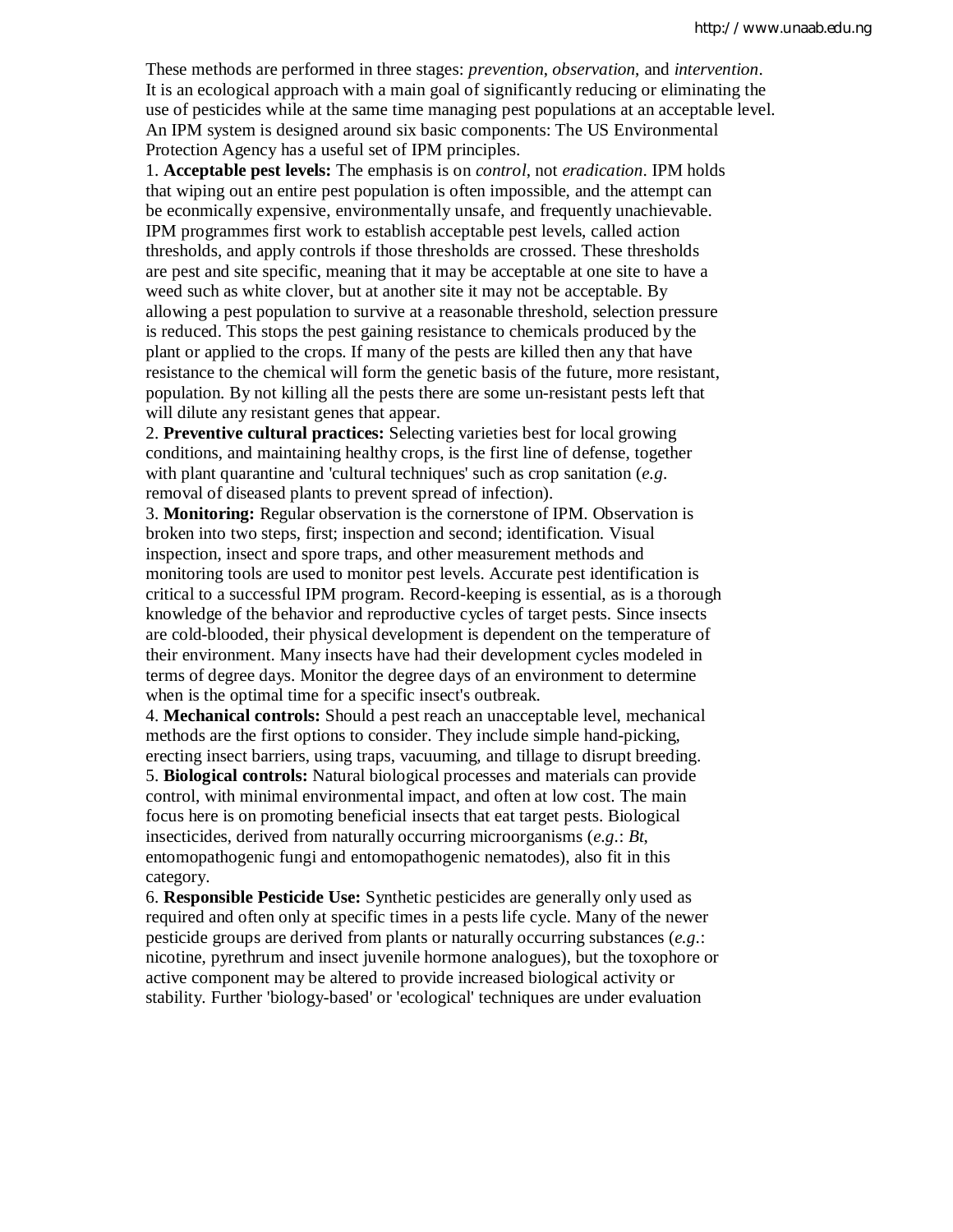These methods are performed in three stages: *prevention*, *observation*, and *intervention*. It is an ecological approach with a main goal of significantly reducing or eliminating the use of pesticides while at the same time managing pest populations at an acceptable level. An IPM system is designed around six basic components: The US Environmental Protection Agency has a useful set of IPM principles.

1. **Acceptable pest levels:** The emphasis is on *control*, not *eradication*. IPM holds that wiping out an entire pest population is often impossible, and the attempt can be econmically expensive, environmentally unsafe, and frequently unachievable. IPM programmes first work to establish acceptable pest levels, called action thresholds, and apply controls if those thresholds are crossed. These thresholds are pest and site specific, meaning that it may be acceptable at one site to have a weed such as white clover, but at another site it may not be acceptable. By allowing a pest population to survive at a reasonable threshold, selection pressure is reduced. This stops the pest gaining resistance to chemicals produced by the plant or applied to the crops. If many of the pests are killed then any that have resistance to the chemical will form the genetic basis of the future, more resistant, population. By not killing all the pests there are some un-resistant pests left that will dilute any resistant genes that appear.
2. **Preventive cultural practices:** Selecting varieties best for local growing conditions, and maintaining healthy crops, is the first line of defense, together with plant quarantine and 'cultural techniques' such as crop sanitation (*e.g*. removal of diseased plants to prevent spread of infection).
3. **Monitoring:** Regular observation is the cornerstone of IPM. Observation is broken into two steps, first; inspection and second; identification. Visual inspection, insect and spore traps, and other measurement methods and monitoring tools are used to monitor pest levels. Accurate pest identification is critical to a successful IPM program. Record-keeping is essential, as is a thorough knowledge of the behavior and reproductive cycles of target pests. Since insects are cold-blooded, their physical development is dependent on the temperature of their environment. Many insects have had their development cycles modeled in terms of degree days. Monitor the degree days of an environment to determine when is the optimal time for a specific insect's outbreak.
4. **Mechanical controls:** Should a pest reach an unacceptable level, mechanical methods are the first options to consider. They include simple hand-picking, erecting insect barriers, using traps, vacuuming, and tillage to disrupt breeding.
5. **Biological controls:** Natural biological processes and materials can provide control, with minimal environmental impact, and often at low cost. The main focus here is on promoting beneficial insects that eat target pests. Biological insecticides, derived from naturally occurring microorganisms (*e.g*.: *Bt*, entomopathogenic fungi and entomopathogenic nematodes), also fit in this category.
6. **Responsible Pesticide Use:** Synthetic pesticides are generally only used as required and often only at specific times in a pests life cycle. Many of the newer pesticide groups are derived from plants or naturally occurring substances (*e.g*.: nicotine, pyrethrum and insect juvenile hormone analogues), but the toxophore or active component may be altered to provide increased biological activity or stability. Further 'biology-based' or 'ecological' techniques are under evaluation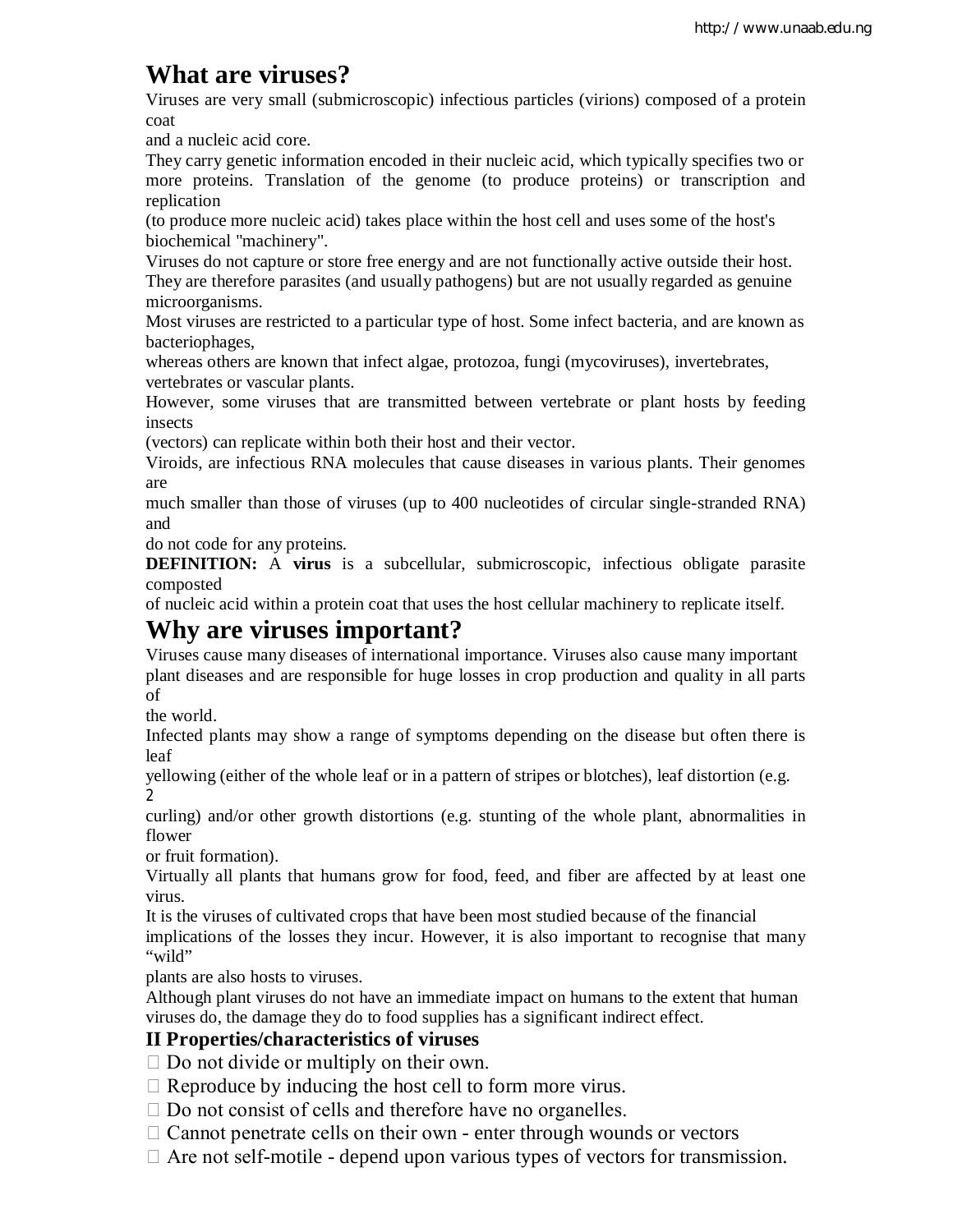# What are viruses?

Viruses are very small (submicroscopic) infectious particles (virions) composed of a protein coat and a nucleic acid core.

They carry genetic information encoded in their nucleic acid, which typically specifies two or more proteins. Translation of the genome (to produce proteins) or transcription and replication (to produce more nucleic acid) takes place within the host cell and uses some of the host's biochemical "machinery".

Viruses do not capture or store free energy and are not functionally active outside their host. They are therefore parasites (and usually pathogens) but are not usually regarded as genuine microorganisms.

Most viruses are restricted to a particular type of host. Some infect bacteria, and are known as bacteriophages, whereas others are known that infect algae, protozoa, fungi (mycoviruses), invertebrates, vertebrates or vascular plants.

However, some viruses that are transmitted between vertebrate or plant hosts by feeding insects (vectors) can replicate within both their host and their vector.

Viroids, are infectious RNA molecules that cause diseases in various plants. Their genomes are much smaller than those of viruses (up to 400 nucleotides of circular single-stranded RNA) and do not code for any proteins.

**DEFINITION:** A **virus** is a subcellular, submicroscopic, infectious obligate parasite composted of nucleic acid within a protein coat that uses the host cellular machinery to replicate itself.

# Why are viruses important?

Viruses cause many diseases of international importance. Viruses also cause many important plant diseases and are responsible for huge losses in crop production and quality in all parts of the world.

Infected plants may show a range of symptoms depending on the disease but often there is leaf yellowing (either of the whole leaf or in a pattern of stripes or blotches), leaf distortion (e.g. curling) and/or other growth distortions (e.g. stunting of the whole plant, abnormalities in flower or fruit formation).

Virtually all plants that humans grow for food, feed, and fiber are affected by at least one virus.

It is the viruses of cultivated crops that have been most studied because of the financial implications of the losses they incur. However, it is also important to recognise that many "wild" plants are also hosts to viruses.

Although plant viruses do not have an immediate impact on humans to the extent that human viruses do, the damage they do to food supplies has a significant indirect effect.

### II Properties/characteristics of viruses

- Do not divide or multiply on their own.
- Reproduce by inducing the host cell to form more virus.
- Do not consist of cells and therefore have no organelles.
- Cannot penetrate cells on their own - enter through wounds or vectors
- Are not self-motile - depend upon various types of vectors for transmission.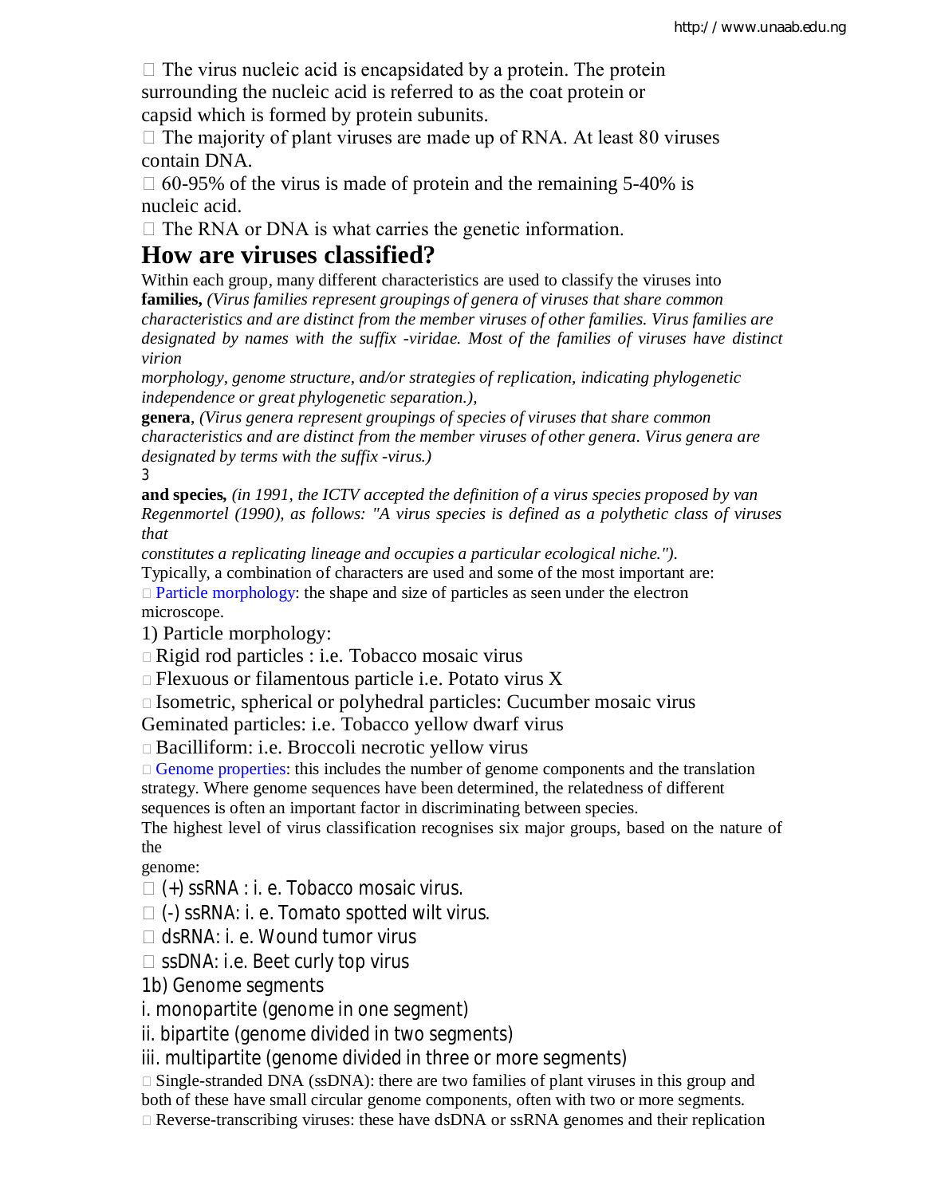- The virus nucleic acid is encapsidated by a protein. The protein surrounding the nucleic acid is referred to as the coat protein or capsid which is formed by protein subunits.
- The majority of plant viruses are made up of RNA. At least 80 viruses contain DNA.
- 60-95% of the virus is made of protein and the remaining 5-40% is nucleic acid.
- The RNA or DNA is what carries the genetic information.

## How are viruses classified?

Within each group, many different characteristics are used to classify the viruses into **families,** *(Virus families represent groupings of genera of viruses that share common characteristics and are distinct from the member viruses of other families. Virus families are designated by names with the suffix -viridae. Most of the families of viruses have distinct virion morphology, genome structure, and/or strategies of replication, indicating phylogenetic independence or great phylogenetic separation.),*

**genera**, *(Virus genera represent groupings of species of viruses that share common characteristics and are distinct from the member viruses of other genera. Virus genera are designated by terms with the suffix -virus.)*

3

**and species,** *(in 1991, the ICTV accepted the definition of a virus species proposed by van Regenmortel (1990), as follows: "A virus species is defined as a polythetic class of viruses that constitutes a replicating lineage and occupies a particular ecological niche.").*

Typically, a combination of characters are used and some of the most important are:

- Particle morphology: the shape and size of particles as seen under the electron microscope.

1) Particle morphology:

- Rigid rod particles : i.e. Tobacco mosaic virus
- Flexuous or filamentous particle i.e. Potato virus X
- Isometric, spherical or polyhedral particles: Cucumber mosaic virus

Geminated particles: i.e. Tobacco yellow dwarf virus

- Bacilliform: i.e. Broccoli necrotic yellow virus
- Genome properties: this includes the number of genome components and the translation strategy. Where genome sequences have been determined, the relatedness of different sequences is often an important factor in discriminating between species.

The highest level of virus classification recognises six major groups, based on the nature of the genome:

- (+) ssRNA : i. e. Tobacco mosaic virus.
- (-) ssRNA: i. e. Tomato spotted wilt virus.
- dsRNA: i. e. Wound tumor virus
- ssDNA: i.e. Beet curly top virus

1b) Genome segments

i. monopartite (genome in one segment)

ii. bipartite (genome divided in two segments)

iii. multipartite (genome divided in three or more segments)

- Single-stranded DNA (ssDNA): there are two families of plant viruses in this group and both of these have small circular genome components, often with two or more segments.
- Reverse-transcribing viruses: these have dsDNA or ssRNA genomes and their replication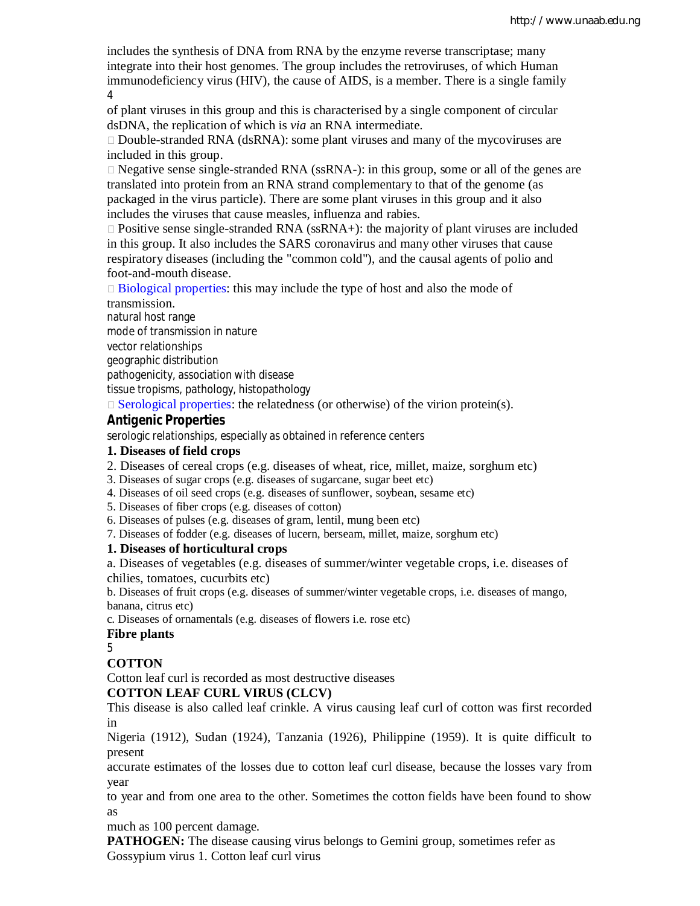includes the synthesis of DNA from RNA by the enzyme reverse transcriptase; many integrate into their host genomes. The group includes the retroviruses, of which Human immunodeficiency virus (HIV), the cause of AIDS, is a member. There is a single family of plant viruses in this group and this is characterised by a single component of circular dsDNA, the replication of which is *via* an RNA intermediate.

- Double-stranded RNA (dsRNA): some plant viruses and many of the mycoviruses are included in this group.
- Negative sense single-stranded RNA (ssRNA-): in this group, some or all of the genes are translated into protein from an RNA strand complementary to that of the genome (as packaged in the virus particle). There are some plant viruses in this group and it also includes the viruses that cause measles, influenza and rabies.
- Positive sense single-stranded RNA (ssRNA+): the majority of plant viruses are included in this group. It also includes the SARS coronavirus and many other viruses that cause respiratory diseases (including the "common cold"), and the causal agents of polio and foot-and-mouth disease.
- Biological properties: this may include the type of host and also the mode of transmission.

natural host range

mode of transmission in nature

vector relationships

geographic distribution

pathogenicity, association with disease

tissue tropisms, pathology, histopathology

- Serological properties: the relatedness (or otherwise) of the virion protein(s).

### Antigenic Properties

serologic relationships, especially as obtained in reference centers

**1. Diseases of field crops**

2. Diseases of cereal crops (e.g. diseases of wheat, rice, millet, maize, sorghum etc)
3. Diseases of sugar crops (e.g. diseases of sugarcane, sugar beet etc)
4. Diseases of oil seed crops (e.g. diseases of sunflower, soybean, sesame etc)
5. Diseases of fiber crops (e.g. diseases of cotton)
6. Diseases of pulses (e.g. diseases of gram, lentil, mung been etc)
7. Diseases of fodder (e.g. diseases of lucern, berseam, millet, maize, sorghum etc)

**1. Diseases of horticultural crops**

a. Diseases of vegetables (e.g. diseases of summer/winter vegetable crops, i.e. diseases of chilies, tomatoes, cucurbits etc)

b. Diseases of fruit crops (e.g. diseases of summer/winter vegetable crops, i.e. diseases of mango, banana, citrus etc)

c. Diseases of ornamentals (e.g. diseases of flowers i.e. rose etc)

**Fibre plants**

**COTTON**

Cotton leaf curl is recorded as most destructive diseases

**COTTON LEAF CURL VIRUS (CLCV)**

This disease is also called leaf crinkle. A virus causing leaf curl of cotton was first recorded in Nigeria (1912), Sudan (1924), Tanzania (1926), Philippine (1959). It is quite difficult to present accurate estimates of the losses due to cotton leaf curl disease, because the losses vary from year to year and from one area to the other. Sometimes the cotton fields have been found to show as much as 100 percent damage.

**PATHOGEN:** The disease causing virus belongs to Gemini group, sometimes refer as Gossypium virus 1. Cotton leaf curl virus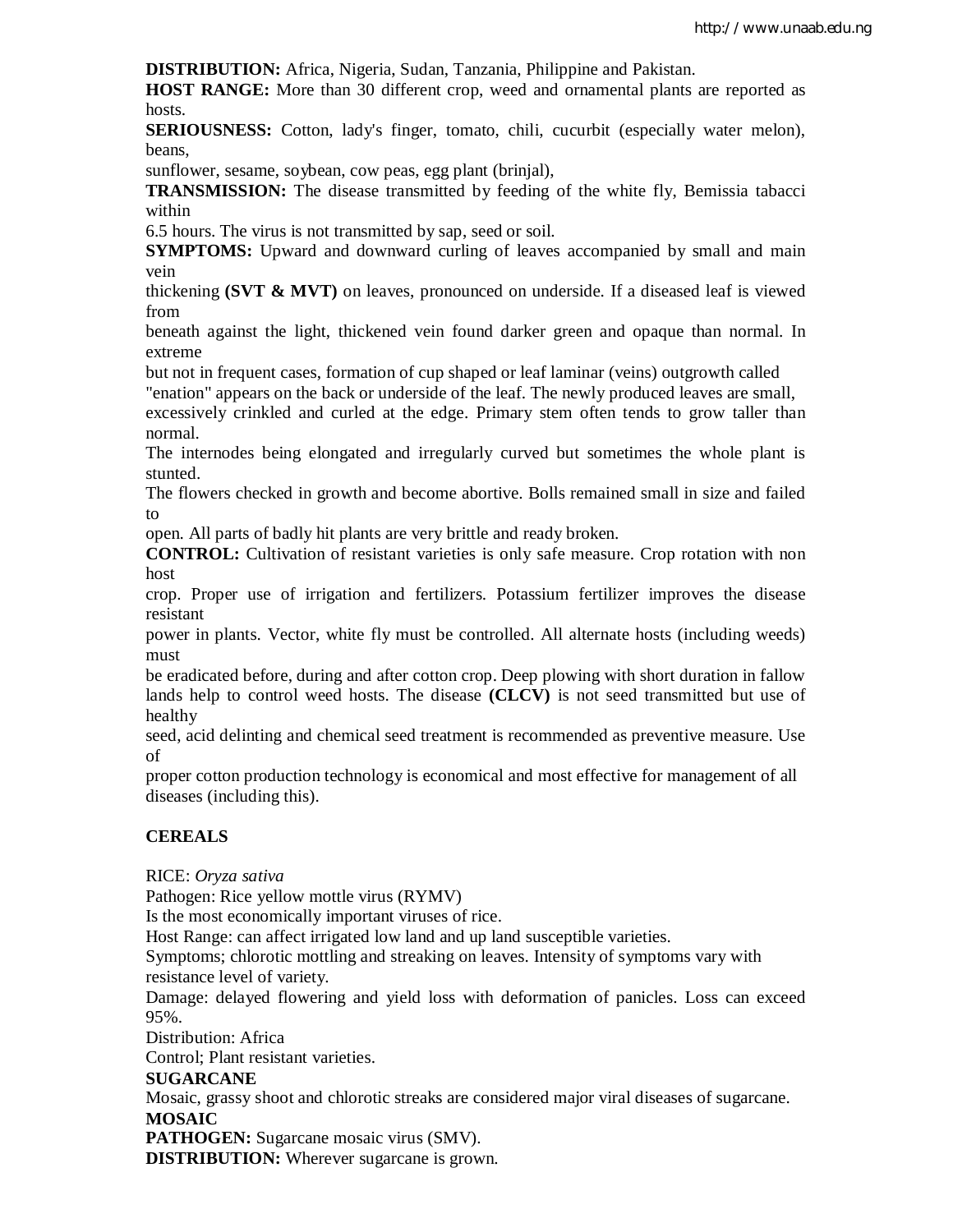**DISTRIBUTION:** Africa, Nigeria, Sudan, Tanzania, Philippine and Pakistan.

**HOST RANGE:** More than 30 different crop, weed and ornamental plants are reported as hosts.

**SERIOUSNESS:** Cotton, lady's finger, tomato, chili, cucurbit (especially water melon), beans, sunflower, sesame, soybean, cow peas, egg plant (brinjal),

**TRANSMISSION:** The disease transmitted by feeding of the white fly, Bemissia tabacci within 6.5 hours. The virus is not transmitted by sap, seed or soil.

**SYMPTOMS:** Upward and downward curling of leaves accompanied by small and main vein thickening **(SVT & MVT)** on leaves, pronounced on underside. If a diseased leaf is viewed from beneath against the light, thickened vein found darker green and opaque than normal. In extreme but not in frequent cases, formation of cup shaped or leaf laminar (veins) outgrowth called "enation" appears on the back or underside of the leaf. The newly produced leaves are small, excessively crinkled and curled at the edge. Primary stem often tends to grow taller than normal. The internodes being elongated and irregularly curved but sometimes the whole plant is stunted. The flowers checked in growth and become abortive. Bolls remained small in size and failed to open. All parts of badly hit plants are very brittle and ready broken.

**CONTROL:** Cultivation of resistant varieties is only safe measure. Crop rotation with non host crop. Proper use of irrigation and fertilizers. Potassium fertilizer improves the disease resistant power in plants. Vector, white fly must be controlled. All alternate hosts (including weeds) must be eradicated before, during and after cotton crop. Deep plowing with short duration in fallow lands help to control weed hosts. The disease **(CLCV)** is not seed transmitted but use of healthy seed, acid delinting and chemical seed treatment is recommended as preventive measure. Use of proper cotton production technology is economical and most effective for management of all diseases (including this).

## CEREALS

RICE: *Oryza sativa*

Pathogen: Rice yellow mottle virus (RYMV)

Is the most economically important viruses of rice.

Host Range: can affect irrigated low land and up land susceptible varieties.

Symptoms; chlorotic mottling and streaking on leaves. Intensity of symptoms vary with resistance level of variety.

Damage: delayed flowering and yield loss with deformation of panicles. Loss can exceed 95%.

Distribution: Africa

Control; Plant resistant varieties.

**SUGARCANE**

Mosaic, grassy shoot and chlorotic streaks are considered major viral diseases of sugarcane.

**MOSAIC**

**PATHOGEN:** Sugarcane mosaic virus (SMV).

**DISTRIBUTION:** Wherever sugarcane is grown.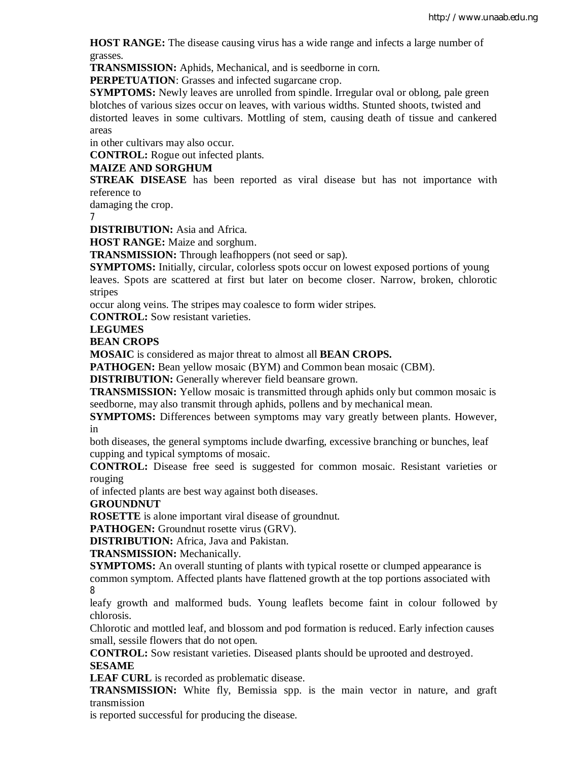**HOST RANGE:** The disease causing virus has a wide range and infects a large number of grasses.

**TRANSMISSION:** Aphids, Mechanical, and is seedborne in corn.

**PERPETUATION**: Grasses and infected sugarcane crop.

**SYMPTOMS:** Newly leaves are unrolled from spindle. Irregular oval or oblong, pale green blotches of various sizes occur on leaves, with various widths. Stunted shoots, twisted and distorted leaves in some cultivars. Mottling of stem, causing death of tissue and cankered areas in other cultivars may also occur.

**CONTROL:** Rogue out infected plants.

**MAIZE AND SORGHUM**

**STREAK DISEASE** has been reported as viral disease but has not importance with reference to damaging the crop.

**DISTRIBUTION:** Asia and Africa.

**HOST RANGE:** Maize and sorghum.

**TRANSMISSION:** Through leafhoppers (not seed or sap).

**SYMPTOMS:** Initially, circular, colorless spots occur on lowest exposed portions of young leaves. Spots are scattered at first but later on become closer. Narrow, broken, chlorotic stripes occur along veins. The stripes may coalesce to form wider stripes.

**CONTROL:** Sow resistant varieties.

**LEGUMES**

**BEAN CROPS**

**MOSAIC** is considered as major threat to almost all **BEAN CROPS.**

**PATHOGEN:** Bean yellow mosaic (BYM) and Common bean mosaic (CBM).

**DISTRIBUTION:** Generally wherever field beansare grown.

**TRANSMISSION:** Yellow mosaic is transmitted through aphids only but common mosaic is seedborne, may also transmit through aphids, pollens and by mechanical mean.

**SYMPTOMS:** Differences between symptoms may vary greatly between plants. However, in both diseases, the general symptoms include dwarfing, excessive branching or bunches, leaf cupping and typical symptoms of mosaic.

**CONTROL:** Disease free seed is suggested for common mosaic. Resistant varieties or rouging of infected plants are best way against both diseases.

**GROUNDNUT**

**ROSETTE** is alone important viral disease of groundnut.

**PATHOGEN:** Groundnut rosette virus (GRV).

**DISTRIBUTION:** Africa, Java and Pakistan.

**TRANSMISSION:** Mechanically.

**SYMPTOMS:** An overall stunting of plants with typical rosette or clumped appearance is common symptom. Affected plants have flattened growth at the top portions associated with leafy growth and malformed buds. Young leaflets become faint in colour followed by chlorosis.

Chlorotic and mottled leaf, and blossom and pod formation is reduced. Early infection causes small, sessile flowers that do not open.

**CONTROL:** Sow resistant varieties. Diseased plants should be uprooted and destroyed.

**SESAME**

**LEAF CURL** is recorded as problematic disease.

**TRANSMISSION:** White fly, Bemissia spp. is the main vector in nature, and graft transmission is reported successful for producing the disease.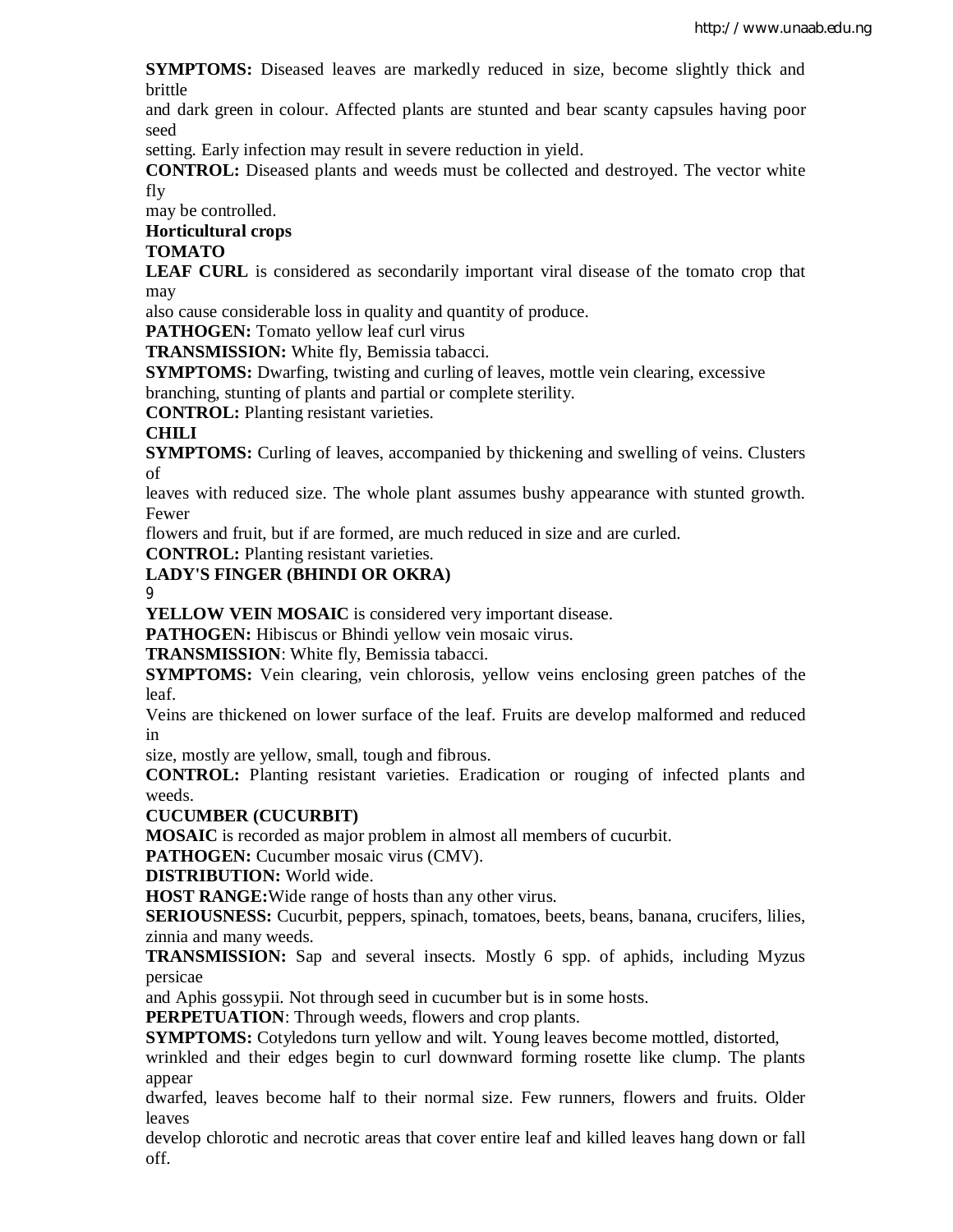**SYMPTOMS:** Diseased leaves are markedly reduced in size, become slightly thick and brittle and dark green in colour. Affected plants are stunted and bear scanty capsules having poor seed setting. Early infection may result in severe reduction in yield.

**CONTROL:** Diseased plants and weeds must be collected and destroyed. The vector white fly may be controlled.

**Horticultural crops**

**TOMATO**

**LEAF CURL** is considered as secondarily important viral disease of the tomato crop that may also cause considerable loss in quality and quantity of produce.

**PATHOGEN:** Tomato yellow leaf curl virus

**TRANSMISSION:** White fly, Bemissia tabacci.

**SYMPTOMS:** Dwarfing, twisting and curling of leaves, mottle vein clearing, excessive branching, stunting of plants and partial or complete sterility.

**CONTROL:** Planting resistant varieties.

**CHILI**

**SYMPTOMS:** Curling of leaves, accompanied by thickening and swelling of veins. Clusters of leaves with reduced size. The whole plant assumes bushy appearance with stunted growth. Fewer flowers and fruit, but if are formed, are much reduced in size and are curled.

**CONTROL:** Planting resistant varieties.

**LADY'S FINGER (BHINDI OR OKRA)**

**YELLOW VEIN MOSAIC** is considered very important disease.

**PATHOGEN:** Hibiscus or Bhindi yellow vein mosaic virus.

**TRANSMISSION**: White fly, Bemissia tabacci.

**SYMPTOMS:** Vein clearing, vein chlorosis, yellow veins enclosing green patches of the leaf. Veins are thickened on lower surface of the leaf. Fruits are develop malformed and reduced in size, mostly are yellow, small, tough and fibrous.

**CONTROL:** Planting resistant varieties. Eradication or rouging of infected plants and weeds.

**CUCUMBER (CUCURBIT)**

**MOSAIC** is recorded as major problem in almost all members of cucurbit.

**PATHOGEN:** Cucumber mosaic virus (CMV).

**DISTRIBUTION:** World wide.

**HOST RANGE:**Wide range of hosts than any other virus.

**SERIOUSNESS:** Cucurbit, peppers, spinach, tomatoes, beets, beans, banana, crucifers, lilies, zinnia and many weeds.

**TRANSMISSION:** Sap and several insects. Mostly 6 spp. of aphids, including Myzus persicae and Aphis gossypii. Not through seed in cucumber but is in some hosts.

**PERPETUATION**: Through weeds, flowers and crop plants.

**SYMPTOMS:** Cotyledons turn yellow and wilt. Young leaves become mottled, distorted, wrinkled and their edges begin to curl downward forming rosette like clump. The plants appear dwarfed, leaves become half to their normal size. Few runners, flowers and fruits. Older leaves develop chlorotic and necrotic areas that cover entire leaf and killed leaves hang down or fall off.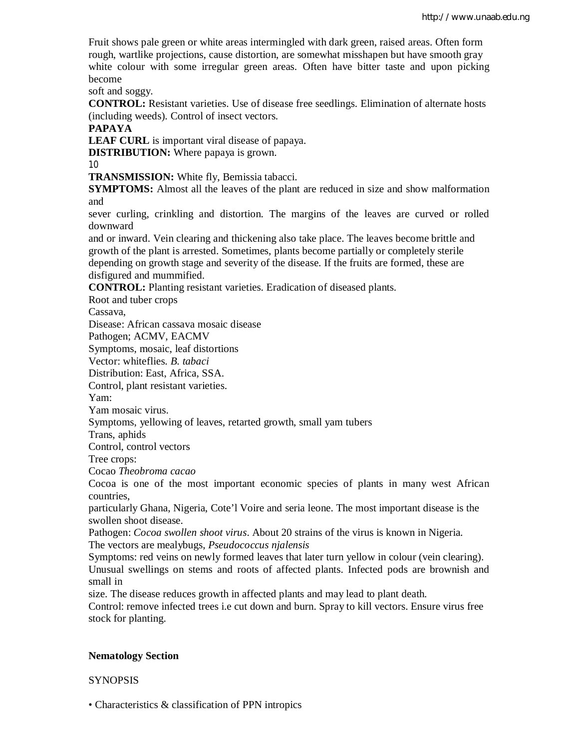Fruit shows pale green or white areas intermingled with dark green, raised areas. Often form rough, wartlike projections, cause distortion, are somewhat misshapen but have smooth gray white colour with some irregular green areas. Often have bitter taste and upon picking become soft and soggy.

**CONTROL:** Resistant varieties. Use of disease free seedlings. Elimination of alternate hosts (including weeds). Control of insect vectors.

**PAPAYA**

**LEAF CURL** is important viral disease of papaya.

**DISTRIBUTION:** Where papaya is grown.

10

**TRANSMISSION:** White fly, Bemissia tabacci.

**SYMPTOMS:** Almost all the leaves of the plant are reduced in size and show malformation and sever curling, crinkling and distortion. The margins of the leaves are curved or rolled downward and or inward. Vein clearing and thickening also take place. The leaves become brittle and growth of the plant is arrested. Sometimes, plants become partially or completely sterile depending on growth stage and severity of the disease. If the fruits are formed, these are disfigured and mummified.

**CONTROL:** Planting resistant varieties. Eradication of diseased plants.

Root and tuber crops

Cassava,

Disease: African cassava mosaic disease

Pathogen; ACMV, EACMV

Symptoms, mosaic, leaf distortions

Vector: whiteflies. *B. tabaci*

Distribution: East, Africa, SSA.

Control, plant resistant varieties.

Yam:

Yam mosaic virus.

Symptoms, yellowing of leaves, retarted growth, small yam tubers

Trans, aphids

Control, control vectors

Tree crops:

Cocao *Theobroma cacao*

Cocoa is one of the most important economic species of plants in many west African countries, particularly Ghana, Nigeria, Cote'l Voire and seria leone. The most important disease is the swollen shoot disease.

Pathogen: *Cocoa swollen shoot virus*. About 20 strains of the virus is known in Nigeria.

The vectors are mealybugs, *Pseudococcus njalensis*

Symptoms: red veins on newly formed leaves that later turn yellow in colour (vein clearing). Unusual swellings on stems and roots of affected plants. Infected pods are brownish and small in size. The disease reduces growth in affected plants and may lead to plant death.

Control: remove infected trees i.e cut down and burn. Spray to kill vectors. Ensure virus free stock for planting.

**Nematology Section**

SYNOPSIS

- Characteristics & classification of PPN intropics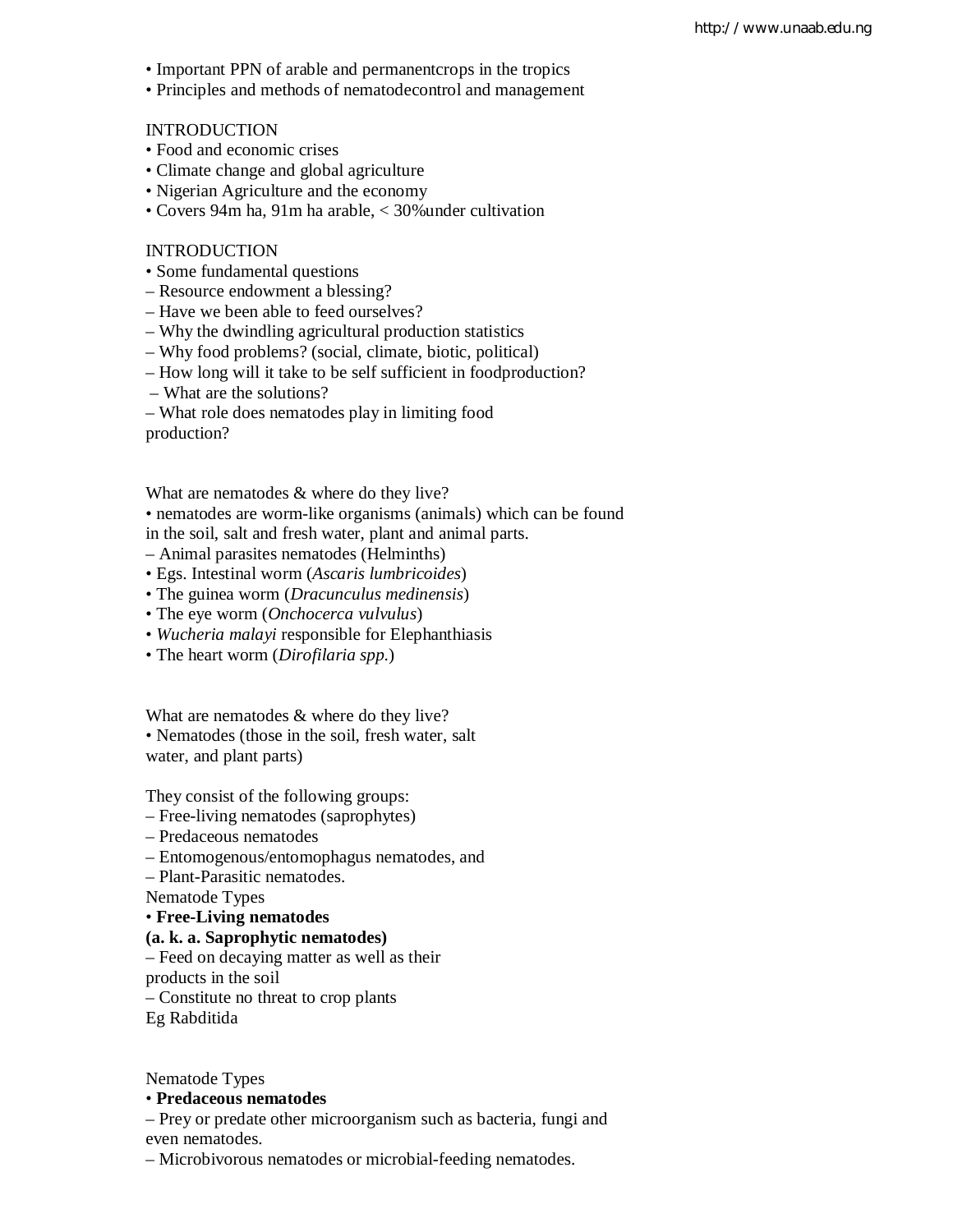• Important PPN of arable and permanentcrops in the tropics
• Principles and methods of nematodecontrol and management

INTRODUCTION
• Food and economic crises
• Climate change and global agriculture
• Nigerian Agriculture and the economy
• Covers 94m ha, 91m ha arable, < 30%under cultivation

INTRODUCTION
• Some fundamental questions
– Resource endowment a blessing?
– Have we been able to feed ourselves?
– Why the dwindling agricultural production statistics
– Why food problems? (social, climate, biotic, political)
– How long will it take to be self sufficient in foodproduction?
– What are the solutions?
– What role does nematodes play in limiting food production?

What are nematodes & where do they live?
• nematodes are worm-like organisms (animals) which can be found in the soil, salt and fresh water, plant and animal parts.
– Animal parasites nematodes (Helminths)
• Egs. Intestinal worm (*Ascaris lumbricoides*)
• The guinea worm (*Dracunculus medinensis*)
• The eye worm (*Onchocerca vulvulus*)
• *Wucheria malayi* responsible for Elephanthiasis
• The heart worm (*Dirofilaria spp.*)

What are nematodes & where do they live?
• Nematodes (those in the soil, fresh water, salt water, and plant parts)

They consist of the following groups:
– Free-living nematodes (saprophytes)
– Predaceous nematodes
– Entomogenous/entomophagus nematodes, and
– Plant-Parasitic nematodes.
Nematode Types
• **Free-Living nematodes**
**(a. k. a. Saprophytic nematodes)**
– Feed on decaying matter as well as their products in the soil
– Constitute no threat to crop plants
Eg Rabditida

Nematode Types
• **Predaceous nematodes**
– Prey or predate other microorganism such as bacteria, fungi and even nematodes.
– Microbivorous nematodes or microbial-feeding nematodes.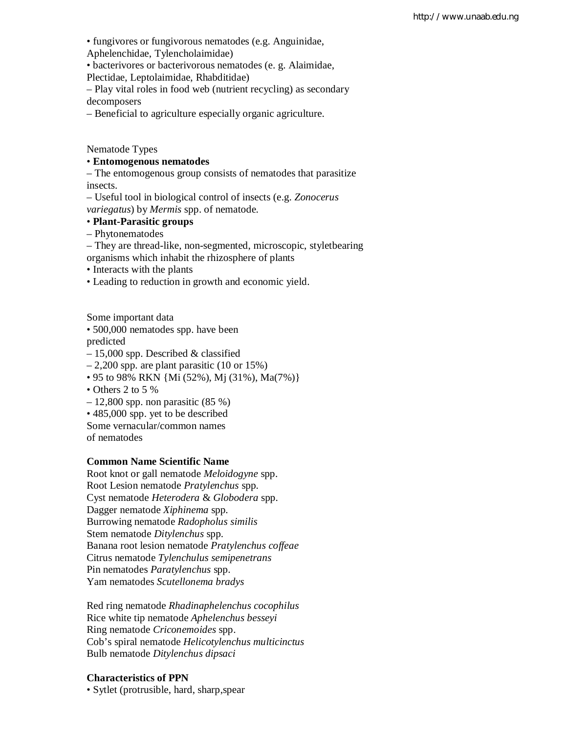• fungivores or fungivorous nematodes (e.g. Anguinidae, Aphelenchidae, Tylencholaimidae)

• bacterivores or bacterivorous nematodes (e. g. Alaimidae, Plectidae, Leptolaimidae, Rhabditidae)

– Play vital roles in food web (nutrient recycling) as secondary decomposers

– Beneficial to agriculture especially organic agriculture.

Nematode Types

• **Entomogenous nematodes**

– The entomogenous group consists of nematodes that parasitize insects.

– Useful tool in biological control of insects (e.g. *Zonocerus variegatus*) by *Mermis* spp. of nematode.

• **Plant-Parasitic groups**

– Phytonematodes

– They are thread-like, non-segmented, microscopic, styletbearing organisms which inhabit the rhizosphere of plants

• Interacts with the plants

• Leading to reduction in growth and economic yield.

Some important data

• 500,000 nematodes spp. have been predicted

– 15,000 spp. Described & classified

– 2,200 spp. are plant parasitic (10 or 15%)

• 95 to 98% RKN {Mi (52%), Mj (31%), Ma(7%)}

• Others 2 to 5 %

– 12,800 spp. non parasitic (85 %)

• 485,000 spp. yet to be described

Some vernacular/common names of nematodes

| Common Name | Scientific Name |
|---|---|
| Root knot or gall nematode | *Meloidogyne* spp. |
| Root Lesion nematode | *Pratylenchus* spp. |
| Cyst nematode | *Heterodera* & *Globodera* spp. |
| Dagger nematode | *Xiphinema* spp. |
| Burrowing nematode | *Radopholus similis* |
| Stem nematode | *Ditylenchus* spp. |
| Banana root lesion nematode | *Pratylenchus coffeae* |
| Citrus nematode | *Tylenchulus semipenetrans* |
| Pin nematodes | *Paratylenchus* spp. |
| Yam nematodes | *Scutellonema bradys* |
| Red ring nematode | *Rhadinaphelenchus cocophilus* |
| Rice white tip nematode | *Aphelenchus besseyi* |
| Ring nematode | *Criconemoides* spp. |
| Cob's spiral nematode | *Helicotylenchus multicinctus* |
| Bulb nematode | *Ditylenchus dipsaci* |

**Characteristics of PPN**

• Sytlet (protrusible, hard, sharp,spear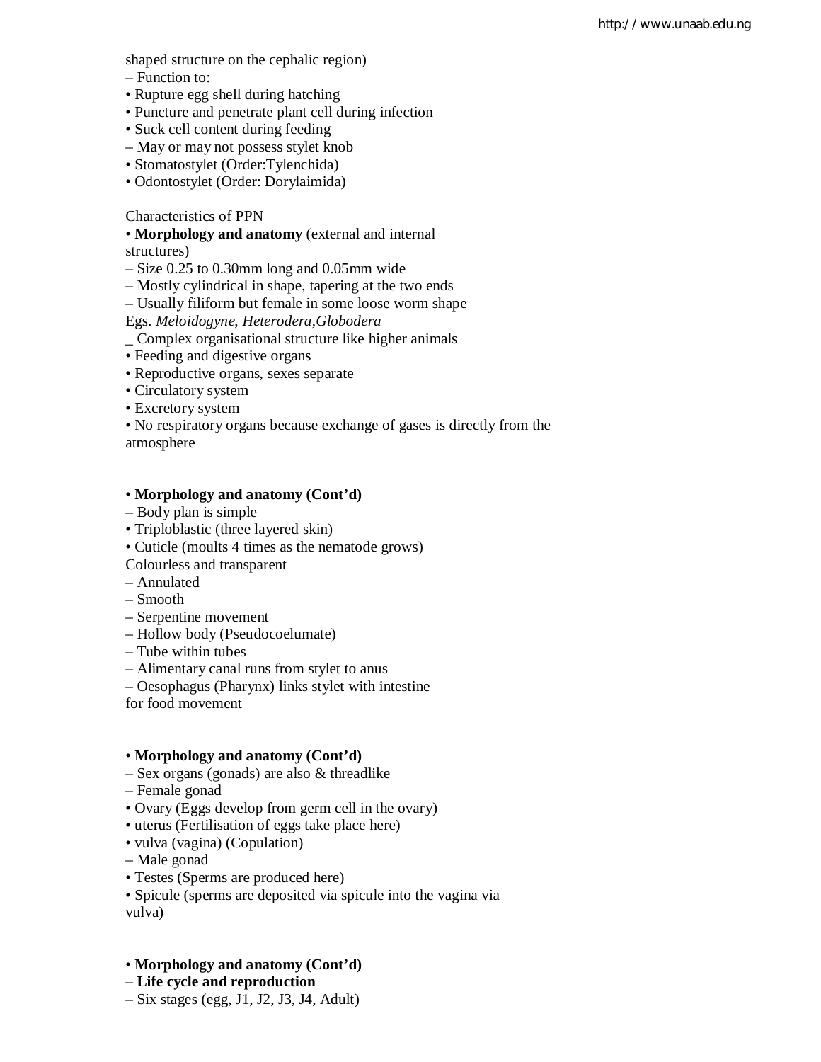shaped structure on the cephalic region)
– Function to:
• Rupture egg shell during hatching
• Puncture and penetrate plant cell during infection
• Suck cell content during feeding
– May or may not possess stylet knob
• Stomatostylet (Order:Tylenchida)
• Odontostylet (Order: Dorylaimida)

Characteristics of PPN
• **Morphology and anatomy** (external and internal structures)
– Size 0.25 to 0.30mm long and 0.05mm wide
– Mostly cylindrical in shape, tapering at the two ends
– Usually filiform but female in some loose worm shape
Egs. *Meloidogyne*, *Heterodera*,*Globodera*
_ Complex organisational structure like higher animals
• Feeding and digestive organs
• Reproductive organs, sexes separate
• Circulatory system
• Excretory system
• No respiratory organs because exchange of gases is directly from the atmosphere

• **Morphology and anatomy (Cont'd)**
– Body plan is simple
• Triploblastic (three layered skin)
• Cuticle (moults 4 times as the nematode grows)
Colourless and transparent
– Annulated
– Smooth
– Serpentine movement
– Hollow body (Pseudocoelumate)
– Tube within tubes
– Alimentary canal runs from stylet to anus
– Oesophagus (Pharynx) links stylet with intestine for food movement

• **Morphology and anatomy (Cont'd)**
– Sex organs (gonads) are also & threadlike
– Female gonad
• Ovary (Eggs develop from germ cell in the ovary)
• uterus (Fertilisation of eggs take place here)
• vulva (vagina) (Copulation)
– Male gonad
• Testes (Sperms are produced here)
• Spicule (sperms are deposited via spicule into the vagina via vulva)

• **Morphology and anatomy (Cont'd)**
– **Life cycle and reproduction**
– Six stages (egg, J1, J2, J3, J4, Adult)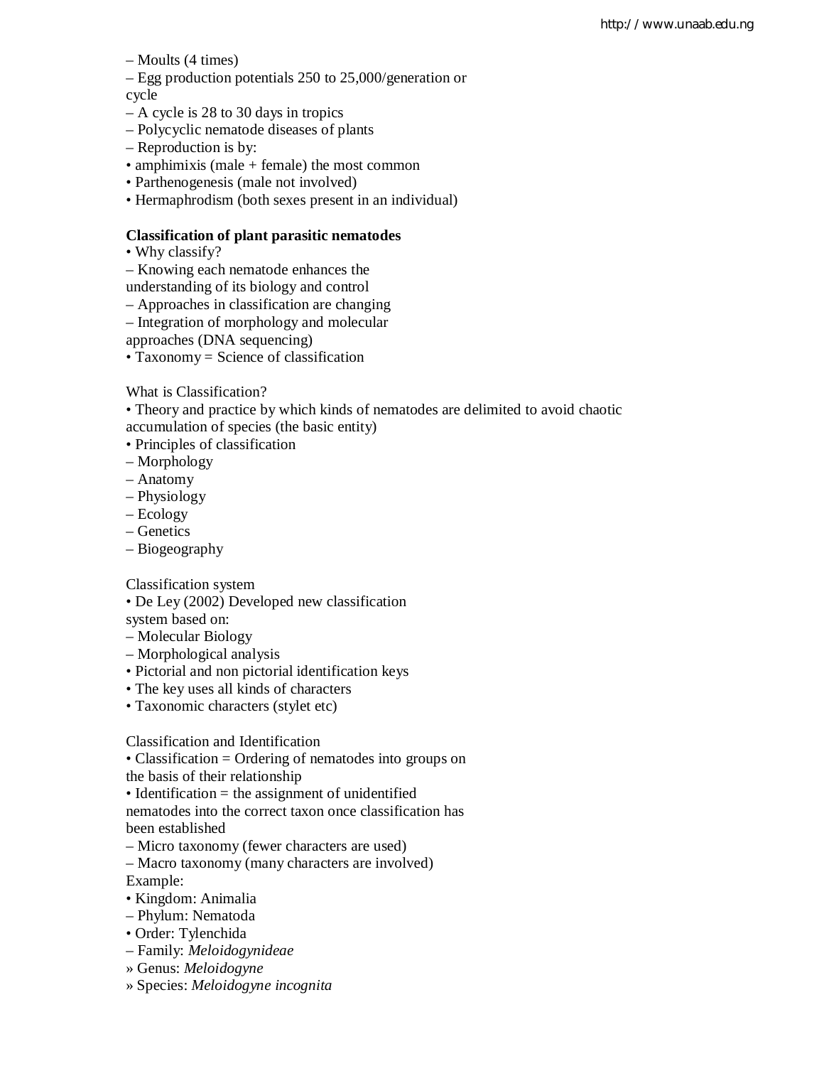– Moults (4 times)
– Egg production potentials 250 to 25,000/generation or cycle
– A cycle is 28 to 30 days in tropics
– Polycyclic nematode diseases of plants
– Reproduction is by:
• amphimixis (male + female) the most common
• Parthenogenesis (male not involved)
• Hermaphrodism (both sexes present in an individual)

**Classification of plant parasitic nematodes**
• Why classify?
– Knowing each nematode enhances the understanding of its biology and control
– Approaches in classification are changing
– Integration of morphology and molecular approaches (DNA sequencing)
• Taxonomy = Science of classification

What is Classification?
• Theory and practice by which kinds of nematodes are delimited to avoid chaotic accumulation of species (the basic entity)
• Principles of classification
– Morphology
– Anatomy
– Physiology
– Ecology
– Genetics
– Biogeography

Classification system
• De Ley (2002) Developed new classification system based on:
– Molecular Biology
– Morphological analysis
• Pictorial and non pictorial identification keys
• The key uses all kinds of characters
• Taxonomic characters (stylet etc)

Classification and Identification
• Classification = Ordering of nematodes into groups on the basis of their relationship
• Identification = the assignment of unidentified nematodes into the correct taxon once classification has been established
– Micro taxonomy (fewer characters are used)
– Macro taxonomy (many characters are involved)
Example:
• Kingdom: Animalia
– Phylum: Nematoda
• Order: Tylenchida
– Family: *Meloidogynideae*
» Genus: *Meloidogyne*
» Species: *Meloidogyne incognita*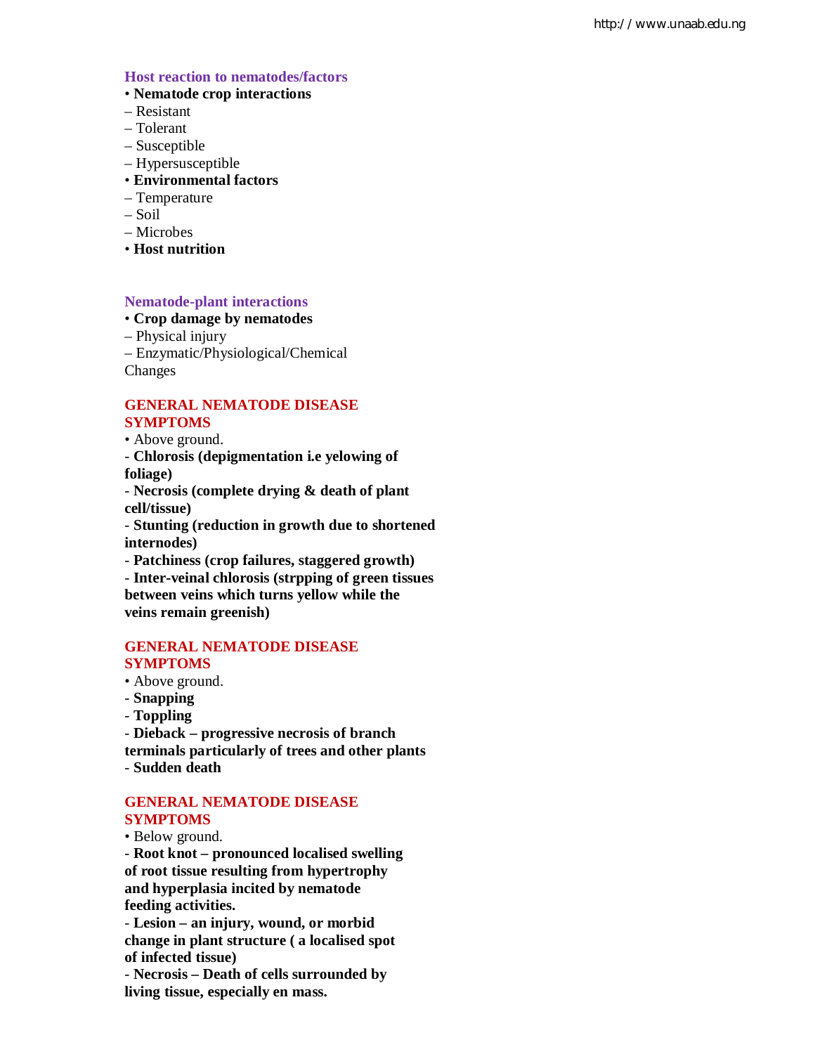## Host reaction to nematodes/factors

- **Nematode crop interactions**
  - Resistant
  - Tolerant
  - Susceptible
  - Hypersusceptible
- **Environmental factors**
  - Temperature
  - Soil
  - Microbes
- **Host nutrition**

## Nematode-plant interactions

- **Crop damage by nematodes**
  - Physical injury
  - Enzymatic/Physiological/Chemical Changes

## GENERAL NEMATODE DISEASE SYMPTOMS

- Above ground.
  - **Chlorosis (depigmentation i.e yelowing of foliage)**
  - **Necrosis (complete drying & death of plant cell/tissue)**
  - **Stunting (reduction in growth due to shortened internodes)**
  - **Patchiness (crop failures, staggered growth)**
  - **Inter-veinal chlorosis (strpping of green tissues between veins which turns yellow while the veins remain greenish)**

## GENERAL NEMATODE DISEASE SYMPTOMS

- Above ground.
  - **Snapping**
  - **Toppling**
  - **Dieback – progressive necrosis of branch terminals particularly of trees and other plants**
  - **Sudden death**

## GENERAL NEMATODE DISEASE SYMPTOMS

- Below ground.
  - **Root knot – pronounced localised swelling of root tissue resulting from hypertrophy and hyperplasia incited by nematode feeding activities.**
  - **Lesion – an injury, wound, or morbid change in plant structure ( a localised spot of infected tissue)**
  - **Necrosis – Death of cells surrounded by living tissue, especially en mass.**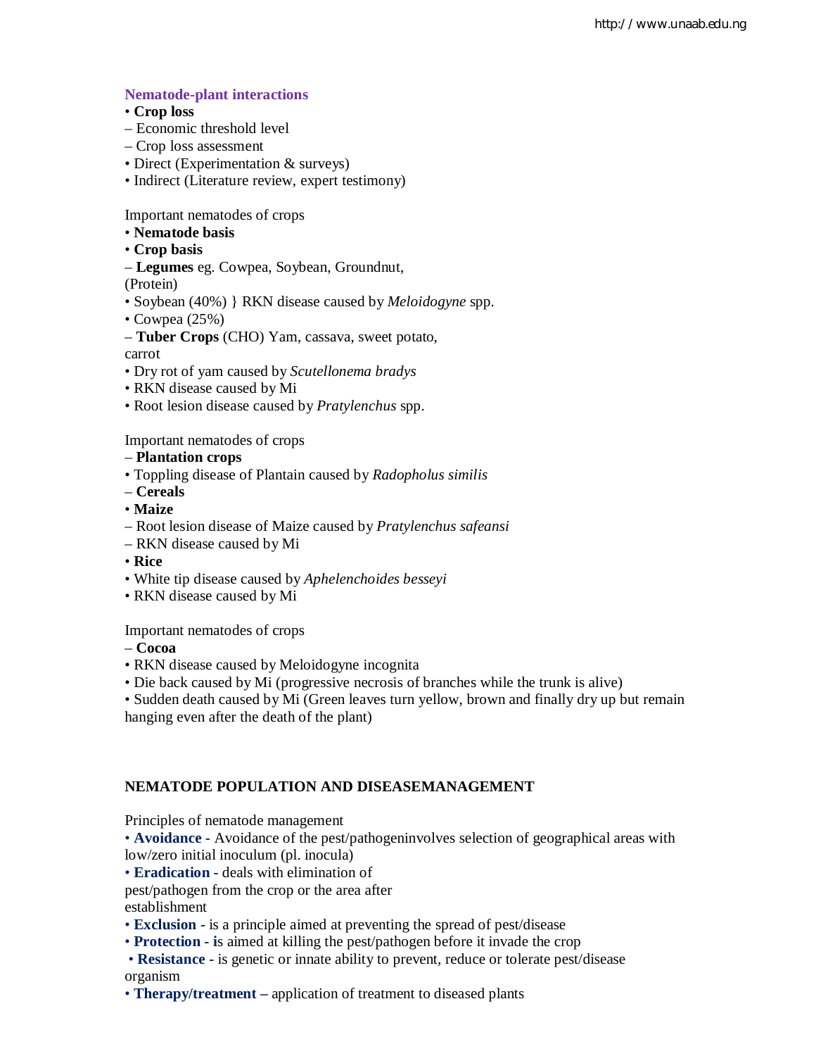## Nematode-plant interactions

• **Crop loss**
– Economic threshold level
– Crop loss assessment
• Direct (Experimentation & surveys)
• Indirect (Literature review, expert testimony)

Important nematodes of crops
• **Nematode basis**
• **Crop basis**
– **Legumes** eg. Cowpea, Soybean, Groundnut,
(Protein)
• Soybean (40%) } RKN disease caused by *Meloidogyne* spp.
• Cowpea (25%)
– **Tuber Crops** (CHO) Yam, cassava, sweet potato,
carrot
• Dry rot of yam caused by *Scutellonema bradys*
• RKN disease caused by Mi
• Root lesion disease caused by *Pratylenchus* spp.

Important nematodes of crops
– **Plantation crops**
• Toppling disease of Plantain caused by *Radopholus similis*
– **Cereals**
• **Maize**
– Root lesion disease of Maize caused by *Pratylenchus safeansi*
– RKN disease caused by Mi
• **Rice**
• White tip disease caused by *Aphelenchoides besseyi*
• RKN disease caused by Mi

Important nematodes of crops
– **Cocoa**
• RKN disease caused by Meloidogyne incognita
• Die back caused by Mi (progressive necrosis of branches while the trunk is alive)
• Sudden death caused by Mi (Green leaves turn yellow, brown and finally dry up but remain hanging even after the death of the plant)

## NEMATODE POPULATION AND DISEASEMANAGEMENT

Principles of nematode management
• **Avoidance -** Avoidance of the pest/pathogeninvolves selection of geographical areas with low/zero initial inoculum (pl. inocula)
• **Eradication -** deals with elimination of
pest/pathogen from the crop or the area after
establishment
• **Exclusion -** is a principle aimed at preventing the spread of pest/disease
• **Protection -** is aimed at killing the pest/pathogen before it invade the crop
• **Resistance -** is genetic or innate ability to prevent, reduce or tolerate pest/disease organism
• **Therapy/treatment –** application of treatment to diseased plants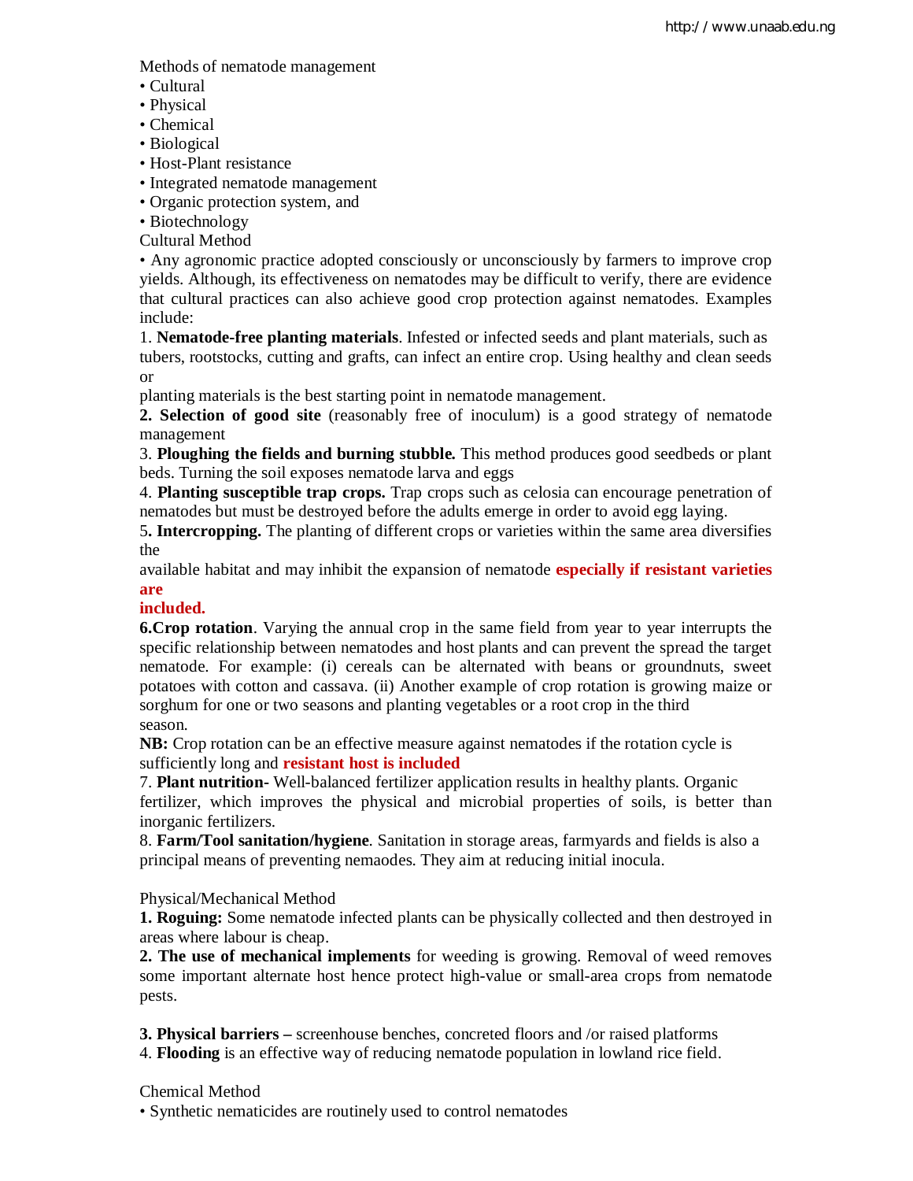Methods of nematode management

- Cultural
- Physical
- Chemical
- Biological
- Host-Plant resistance
- Integrated nematode management
- Organic protection system, and
- Biotechnology

Cultural Method

- Any agronomic practice adopted consciously or unconsciously by farmers to improve crop yields. Although, its effectiveness on nematodes may be difficult to verify, there are evidence that cultural practices can also achieve good crop protection against nematodes. Examples include:

1. **Nematode-free planting materials**. Infested or infected seeds and plant materials, such as tubers, rootstocks, cutting and grafts, can infect an entire crop. Using healthy and clean seeds or planting materials is the best starting point in nematode management.
2. **Selection of good site** (reasonably free of inoculum) is a good strategy of nematode management
3. **Ploughing the fields and burning stubble.** This method produces good seedbeds or plant beds. Turning the soil exposes nematode larva and eggs
4. **Planting susceptible trap crops.** Trap crops such as celosia can encourage penetration of nematodes but must be destroyed before the adults emerge in order to avoid egg laying.
5. **Intercropping.** The planting of different crops or varieties within the same area diversifies the available habitat and may inhibit the expansion of nematode **especially if resistant varieties are included.**
6. **Crop rotation**. Varying the annual crop in the same field from year to year interrupts the specific relationship between nematodes and host plants and can prevent the spread the target nematode. For example: (i) cereals can be alternated with beans or groundnuts, sweet potatoes with cotton and cassava. (ii) Another example of crop rotation is growing maize or sorghum for one or two seasons and planting vegetables or a root crop in the third season.

**NB:** Crop rotation can be an effective measure against nematodes if the rotation cycle is sufficiently long and **resistant host is included**

7. **Plant nutrition**- Well-balanced fertilizer application results in healthy plants. Organic fertilizer, which improves the physical and microbial properties of soils, is better than inorganic fertilizers.
8. **Farm/Tool sanitation/hygiene**. Sanitation in storage areas, farmyards and fields is also a principal means of preventing nemaodes. They aim at reducing initial inocula.

Physical/Mechanical Method

1. **Roguing:** Some nematode infected plants can be physically collected and then destroyed in areas where labour is cheap.
2. **The use of mechanical implements** for weeding is growing. Removal of weed removes some important alternate host hence protect high-value or small-area crops from nematode pests.
3. **Physical barriers –** screenhouse benches, concreted floors and /or raised platforms
4. **Flooding** is an effective way of reducing nematode population in lowland rice field.

Chemical Method

- Synthetic nematicides are routinely used to control nematodes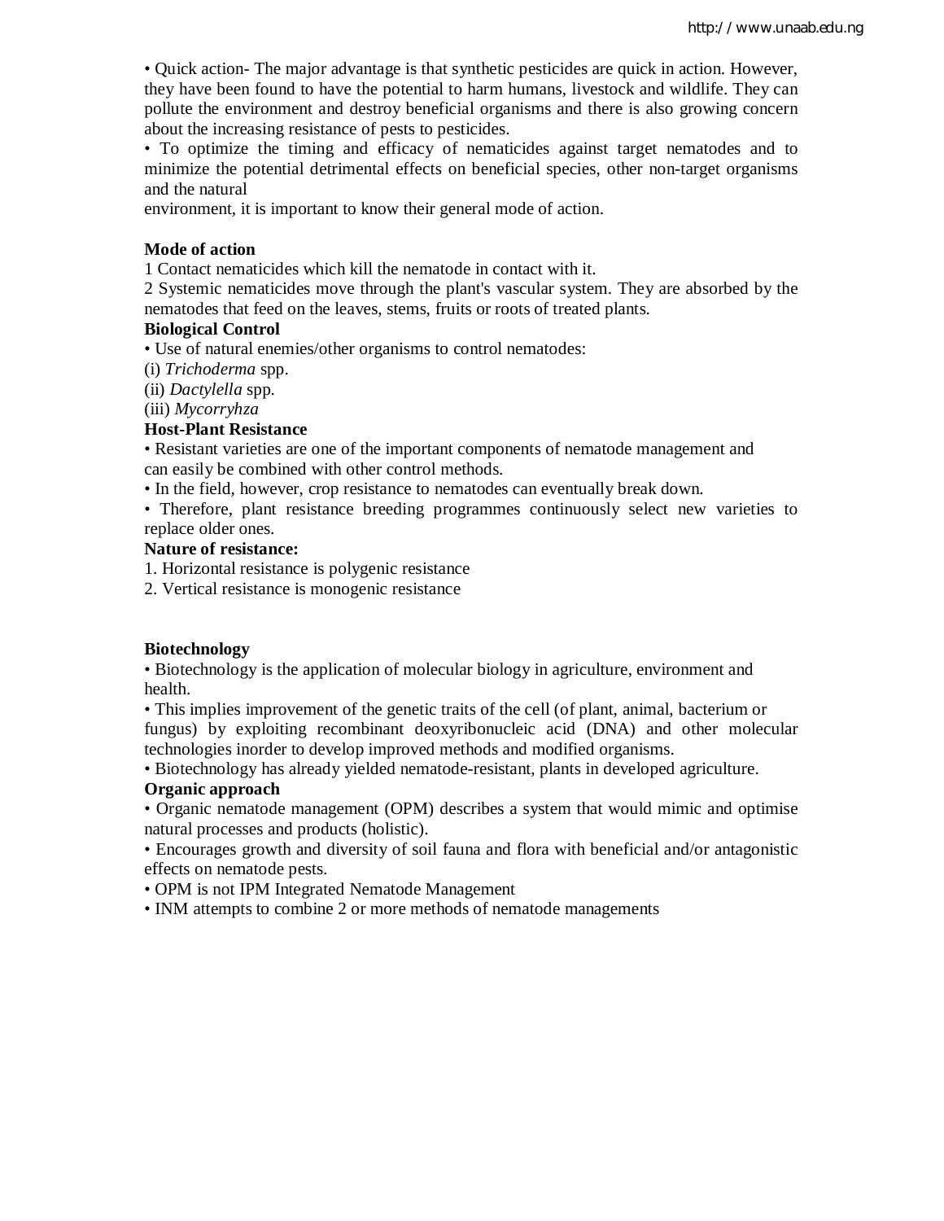• Quick action- The major advantage is that synthetic pesticides are quick in action. However, they have been found to have the potential to harm humans, livestock and wildlife. They can pollute the environment and destroy beneficial organisms and there is also growing concern about the increasing resistance of pests to pesticides.

• To optimize the timing and efficacy of nematicides against target nematodes and to minimize the potential detrimental effects on beneficial species, other non-target organisms and the natural
environment, it is important to know their general mode of action.

**Mode of action**

1 Contact nematicides which kill the nematode in contact with it.

2 Systemic nematicides move through the plant's vascular system. They are absorbed by the nematodes that feed on the leaves, stems, fruits or roots of treated plants.

**Biological Control**

• Use of natural enemies/other organisms to control nematodes:

(i) *Trichoderma* spp.

(ii) *Dactylella* spp.

(iii) *Mycorryhza*

**Host-Plant Resistance**

• Resistant varieties are one of the important components of nematode management and can easily be combined with other control methods.

• In the field, however, crop resistance to nematodes can eventually break down.

• Therefore, plant resistance breeding programmes continuously select new varieties to replace older ones.

**Nature of resistance:**

1. Horizontal resistance is polygenic resistance
2. Vertical resistance is monogenic resistance

**Biotechnology**

• Biotechnology is the application of molecular biology in agriculture, environment and health.

• This implies improvement of the genetic traits of the cell (of plant, animal, bacterium or fungus) by exploiting recombinant deoxyribonucleic acid (DNA) and other molecular technologies inorder to develop improved methods and modified organisms.

• Biotechnology has already yielded nematode-resistant, plants in developed agriculture.

**Organic approach**

• Organic nematode management (OPM) describes a system that would mimic and optimise natural processes and products (holistic).

• Encourages growth and diversity of soil fauna and flora with beneficial and/or antagonistic effects on nematode pests.

• OPM is not IPM Integrated Nematode Management

• INM attempts to combine 2 or more methods of nematode managements